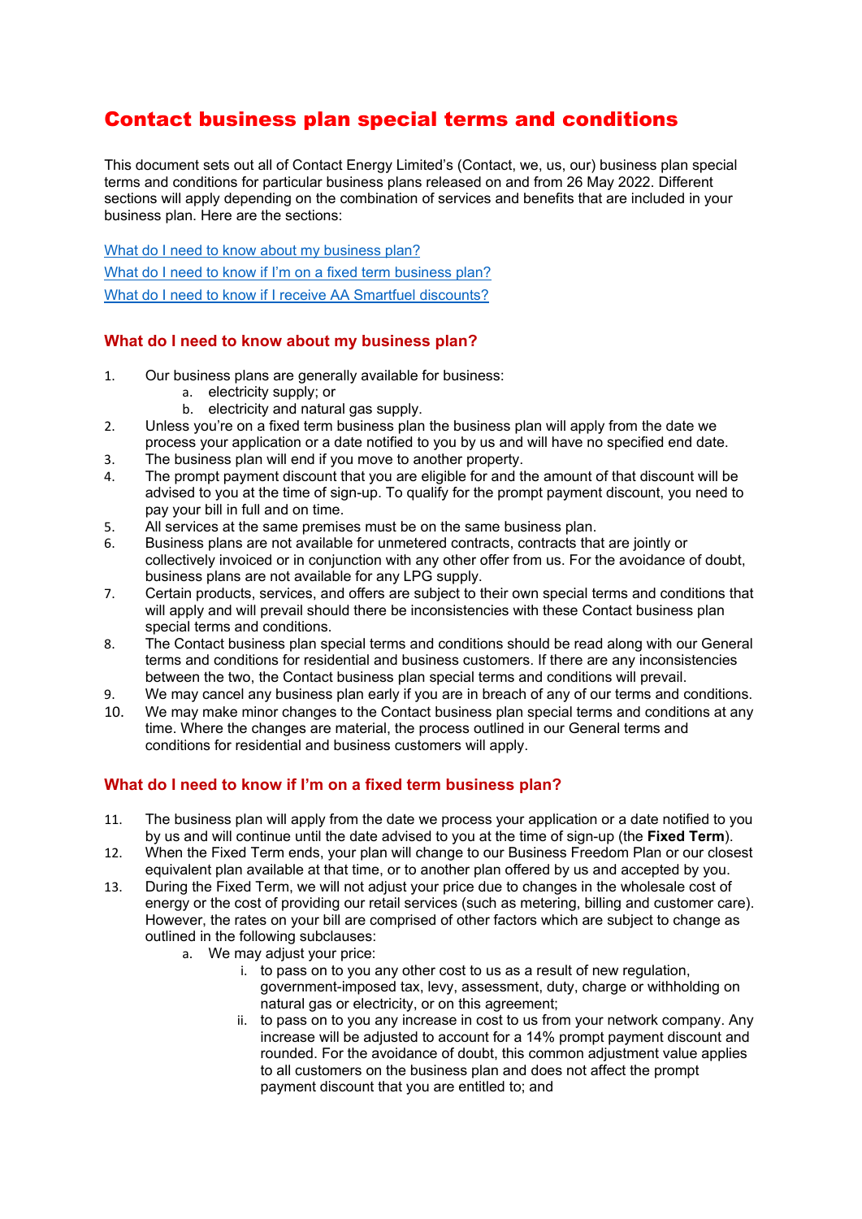# Contact business plan special terms and conditions

This document sets out all of Contact Energy Limited's (Contact, we, us, our) business plan special terms and conditions for particular business plans released on and from 26 May 2022. Different sections will apply depending on the combination of services and benefits that are included in your business plan. Here are the sections:

[What do I need to know about my business plan?](#what-do-i-need-to-know-about-my-business-plan)

[What do I need to know if I'm on a fixed term business plan?](#what-do-i-need-to-know-if-im-on-a-fixed-term-business-plan)

[What do I need to know if I receive AA Smartfuel discounts?](#what-do-i-need-to-know-if-i-receive-aa-smartfuel-discounts)

## What do I need to know about my business plan?

1. Our business plans are generally available for business:
   a. electricity supply; or
   b. electricity and natural gas supply.
2. Unless you're on a fixed term business plan the business plan will apply from the date we process your application or a date notified to you by us and will have no specified end date.
3. The business plan will end if you move to another property.
4. The prompt payment discount that you are eligible for and the amount of that discount will be advised to you at the time of sign-up. To qualify for the prompt payment discount, you need to pay your bill in full and on time.
5. All services at the same premises must be on the same business plan.
6. Business plans are not available for unmetered contracts, contracts that are jointly or collectively invoiced or in conjunction with any other offer from us. For the avoidance of doubt, business plans are not available for any LPG supply.
7. Certain products, services, and offers are subject to their own special terms and conditions that will apply and will prevail should there be inconsistencies with these Contact business plan special terms and conditions.
8. The Contact business plan special terms and conditions should be read along with our General terms and conditions for residential and business customers. If there are any inconsistencies between the two, the Contact business plan special terms and conditions will prevail.
9. We may cancel any business plan early if you are in breach of any of our terms and conditions.
10. We may make minor changes to the Contact business plan special terms and conditions at any time. Where the changes are material, the process outlined in our General terms and conditions for residential and business customers will apply.

## What do I need to know if I'm on a fixed term business plan?

11. The business plan will apply from the date we process your application or a date notified to you by us and will continue until the date advised to you at the time of sign-up (the **Fixed Term**).
12. When the Fixed Term ends, your plan will change to our Business Freedom Plan or our closest equivalent plan available at that time, or to another plan offered by us and accepted by you.
13. During the Fixed Term, we will not adjust your price due to changes in the wholesale cost of energy or the cost of providing our retail services (such as metering, billing and customer care). However, the rates on your bill are comprised of other factors which are subject to change as outlined in the following subclauses:
    a. We may adjust your price:
       i. to pass on to you any other cost to us as a result of new regulation, government-imposed tax, levy, assessment, duty, charge or withholding on natural gas or electricity, or on this agreement;
       ii. to pass on to you any increase in cost to us from your network company. Any increase will be adjusted to account for a 14% prompt payment discount and rounded. For the avoidance of doubt, this common adjustment value applies to all customers on the business plan and does not affect the prompt payment discount that you are entitled to; and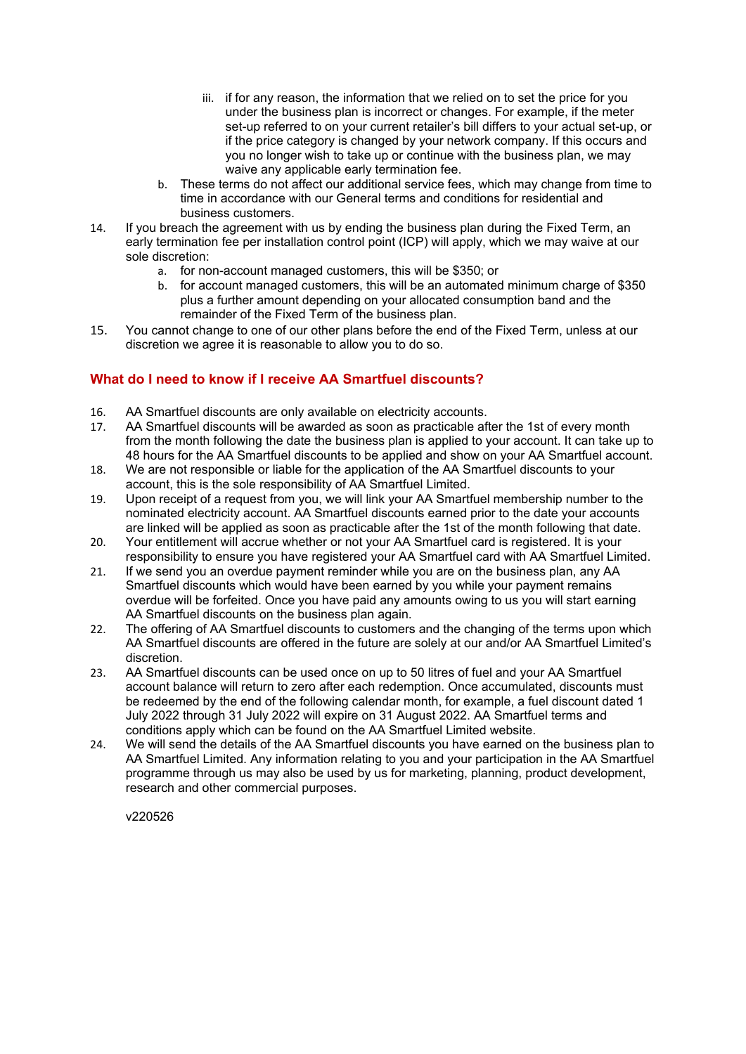iii. if for any reason, the information that we relied on to set the price for you under the business plan is incorrect or changes. For example, if the meter set-up referred to on your current retailer's bill differs to your actual set-up, or if the price category is changed by your network company. If this occurs and you no longer wish to take up or continue with the business plan, we may waive any applicable early termination fee.

b. These terms do not affect our additional service fees, which may change from time to time in accordance with our General terms and conditions for residential and business customers.

14. If you breach the agreement with us by ending the business plan during the Fixed Term, an early termination fee per installation control point (ICP) will apply, which we may waive at our sole discretion:
    a. for non-account managed customers, this will be $350; or
    b. for account managed customers, this will be an automated minimum charge of $350 plus a further amount depending on your allocated consumption band and the remainder of the Fixed Term of the business plan.
15. You cannot change to one of our other plans before the end of the Fixed Term, unless at our discretion we agree it is reasonable to allow you to do so.

## What do I need to know if I receive AA Smartfuel discounts?

16. AA Smartfuel discounts are only available on electricity accounts.
17. AA Smartfuel discounts will be awarded as soon as practicable after the 1st of every month from the month following the date the business plan is applied to your account. It can take up to 48 hours for the AA Smartfuel discounts to be applied and show on your AA Smartfuel account.
18. We are not responsible or liable for the application of the AA Smartfuel discounts to your account, this is the sole responsibility of AA Smartfuel Limited.
19. Upon receipt of a request from you, we will link your AA Smartfuel membership number to the nominated electricity account. AA Smartfuel discounts earned prior to the date your accounts are linked will be applied as soon as practicable after the 1st of the month following that date.
20. Your entitlement will accrue whether or not your AA Smartfuel card is registered. It is your responsibility to ensure you have registered your AA Smartfuel card with AA Smartfuel Limited.
21. If we send you an overdue payment reminder while you are on the business plan, any AA Smartfuel discounts which would have been earned by you while your payment remains overdue will be forfeited. Once you have paid any amounts owing to us you will start earning AA Smartfuel discounts on the business plan again.
22. The offering of AA Smartfuel discounts to customers and the changing of the terms upon which AA Smartfuel discounts are offered in the future are solely at our and/or AA Smartfuel Limited's discretion.
23. AA Smartfuel discounts can be used once on up to 50 litres of fuel and your AA Smartfuel account balance will return to zero after each redemption. Once accumulated, discounts must be redeemed by the end of the following calendar month, for example, a fuel discount dated 1 July 2022 through 31 July 2022 will expire on 31 August 2022. AA Smartfuel terms and conditions apply which can be found on the AA Smartfuel Limited website.
24. We will send the details of the AA Smartfuel discounts you have earned on the business plan to AA Smartfuel Limited. Any information relating to you and your participation in the AA Smartfuel programme through us may also be used by us for marketing, planning, product development, research and other commercial purposes.

v220526